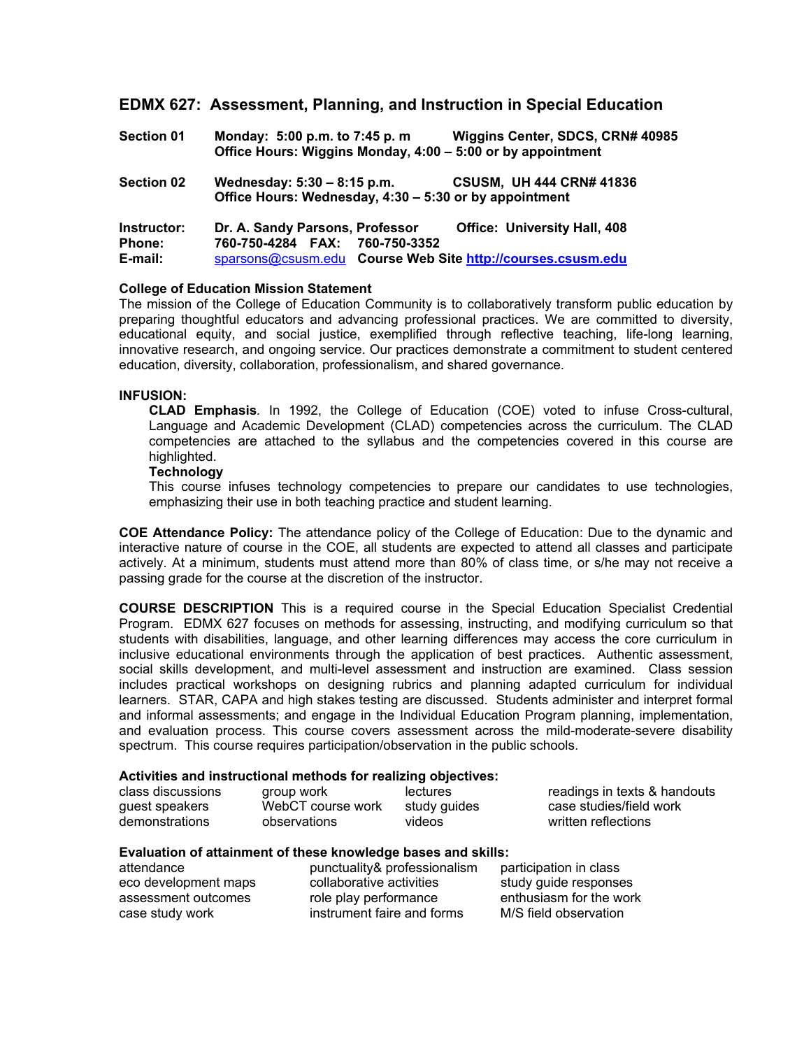# EDMX 627: Assessment, Planning, and Instruction in Special Education

**Section 01** &nbsp;&nbsp; **Monday: 5:00 p.m. to 7:45 p. m** &nbsp;&nbsp; **Wiggins Center, SDCS, CRN# 40985**
**Office Hours: Wiggins Monday, 4:00 – 5:00 or by appointment**

**Section 02** &nbsp;&nbsp; **Wednesday: 5:30 – 8:15 p.m.** &nbsp;&nbsp; **CSUSM, UH 444 CRN# 41836**
**Office Hours: Wednesday, 4:30 – 5:30 or by appointment**

**Instructor:** **Dr. A. Sandy Parsons, Professor** &nbsp;&nbsp; **Office: University Hall, 408**
**Phone:** **760-750-4284 FAX: 760-750-3352**
**E-mail:** sparsons@csusm.edu **Course Web Site http://courses.csusm.edu**

**College of Education Mission Statement**
The mission of the College of Education Community is to collaboratively transform public education by preparing thoughtful educators and advancing professional practices. We are committed to diversity, educational equity, and social justice, exemplified through reflective teaching, life-long learning, innovative research, and ongoing service. Our practices demonstrate a commitment to student centered education, diversity, collaboration, professionalism, and shared governance.

**INFUSION:**

**CLAD Emphasis**. In 1992, the College of Education (COE) voted to infuse Cross-cultural, Language and Academic Development (CLAD) competencies across the curriculum. The CLAD competencies are attached to the syllabus and the competencies covered in this course are highlighted.

**Technology**
This course infuses technology competencies to prepare our candidates to use technologies, emphasizing their use in both teaching practice and student learning.

**COE Attendance Policy:** The attendance policy of the College of Education: Due to the dynamic and interactive nature of course in the COE, all students are expected to attend all classes and participate actively. At a minimum, students must attend more than 80% of class time, or s/he may not receive a passing grade for the course at the discretion of the instructor.

**COURSE DESCRIPTION** This is a required course in the Special Education Specialist Credential Program. EDMX 627 focuses on methods for assessing, instructing, and modifying curriculum so that students with disabilities, language, and other learning differences may access the core curriculum in inclusive educational environments through the application of best practices. Authentic assessment, social skills development, and multi-level assessment and instruction are examined. Class session includes practical workshops on designing rubrics and planning adapted curriculum for individual learners. STAR, CAPA and high stakes testing are discussed. Students administer and interpret formal and informal assessments; and engage in the Individual Education Program planning, implementation, and evaluation process. This course covers assessment across the mild-moderate-severe disability spectrum. This course requires participation/observation in the public schools.

**Activities and instructional methods for realizing objectives:**

| | | | |
|---|---|---|---|
| class discussions | group work | lectures | readings in texts & handouts |
| guest speakers | WebCT course work | study guides | case studies/field work |
| demonstrations | observations | videos | written reflections |

**Evaluation of attainment of these knowledge bases and skills:**

| | | |
|---|---|---|
| attendance | punctuality& professionalism | participation in class |
| eco development maps | collaborative activities | study guide responses |
| assessment outcomes | role play performance | enthusiasm for the work |
| case study work | instrument faire and forms | M/S field observation |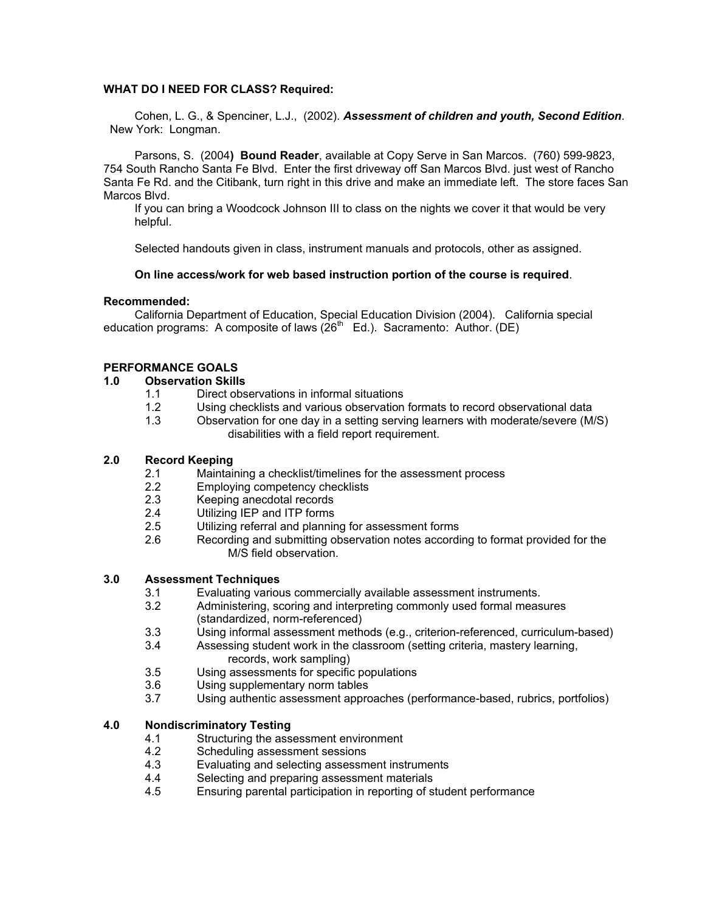**WHAT DO I NEED FOR CLASS? Required:**

Cohen, L. G., & Spenciner, L.J., (2002). ***Assessment of children and youth, Second Edition***. New York: Longman.

Parsons, S. (2004**) Bound Reader**, available at Copy Serve in San Marcos. (760) 599-9823, 754 South Rancho Santa Fe Blvd. Enter the first driveway off San Marcos Blvd. just west of Rancho Santa Fe Rd. and the Citibank, turn right in this drive and make an immediate left. The store faces San Marcos Blvd.

If you can bring a Woodcock Johnson III to class on the nights we cover it that would be very helpful.

Selected handouts given in class, instrument manuals and protocols, other as assigned.

**On line access/work for web based instruction portion of the course is required**.

**Recommended:**

California Department of Education, Special Education Division (2004). California special education programs: A composite of laws (26th Ed.). Sacramento: Author. (DE)

**PERFORMANCE GOALS**

**1.0 Observation Skills**

- 1.1 Direct observations in informal situations
- 1.2 Using checklists and various observation formats to record observational data
- 1.3 Observation for one day in a setting serving learners with moderate/severe (M/S) disabilities with a field report requirement.

**2.0 Record Keeping**

- 2.1 Maintaining a checklist/timelines for the assessment process
- 2.2 Employing competency checklists
- 2.3 Keeping anecdotal records
- 2.4 Utilizing IEP and ITP forms
- 2.5 Utilizing referral and planning for assessment forms
- 2.6 Recording and submitting observation notes according to format provided for the M/S field observation.

**3.0 Assessment Techniques**

- 3.1 Evaluating various commercially available assessment instruments.
- 3.2 Administering, scoring and interpreting commonly used formal measures (standardized, norm-referenced)
- 3.3 Using informal assessment methods (e.g., criterion-referenced, curriculum-based)
- 3.4 Assessing student work in the classroom (setting criteria, mastery learning, records, work sampling)
- 3.5 Using assessments for specific populations
- 3.6 Using supplementary norm tables
- 3.7 Using authentic assessment approaches (performance-based, rubrics, portfolios)

**4.0 Nondiscriminatory Testing**

- 4.1 Structuring the assessment environment
- 4.2 Scheduling assessment sessions
- 4.3 Evaluating and selecting assessment instruments
- 4.4 Selecting and preparing assessment materials
- 4.5 Ensuring parental participation in reporting of student performance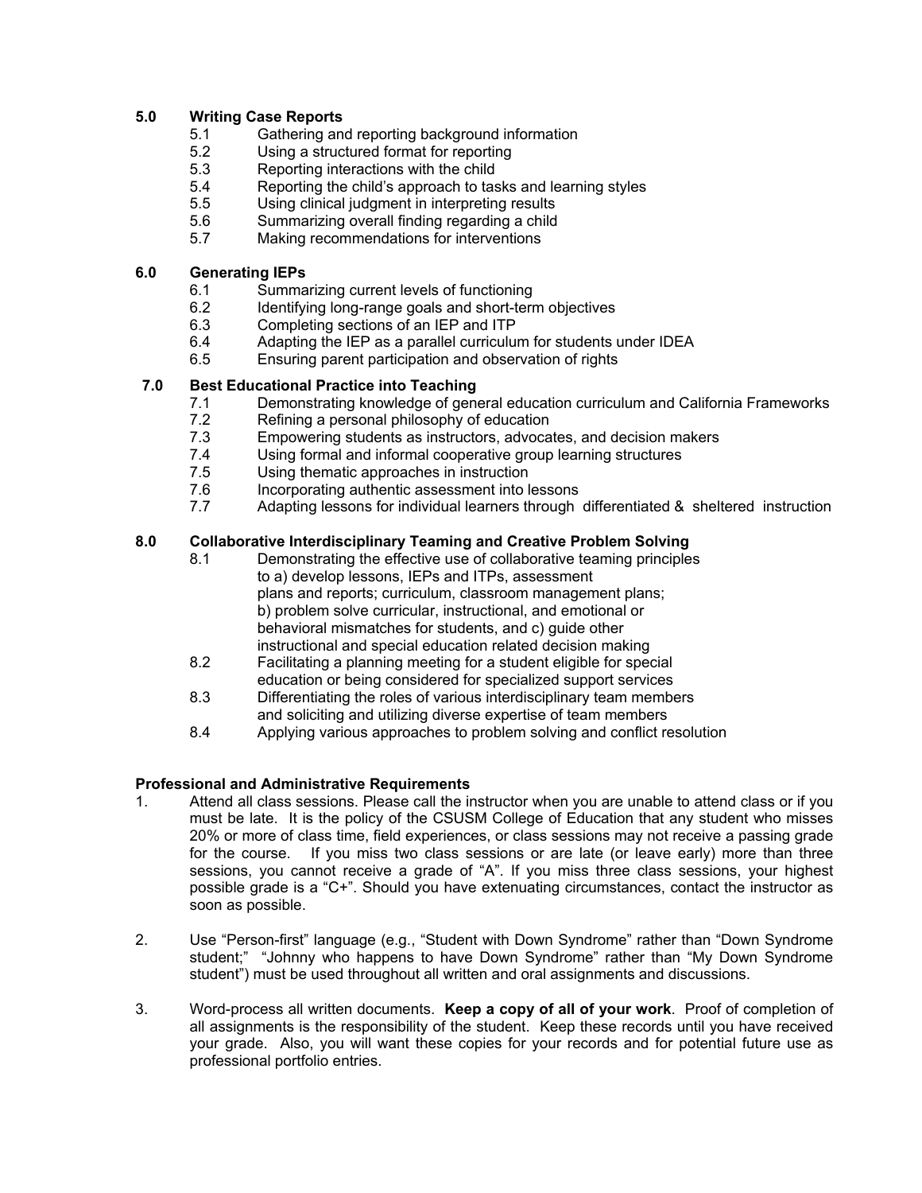**5.0 Writing Case Reports**

- 5.1 Gathering and reporting background information
- 5.2 Using a structured format for reporting
- 5.3 Reporting interactions with the child
- 5.4 Reporting the child's approach to tasks and learning styles
- 5.5 Using clinical judgment in interpreting results
- 5.6 Summarizing overall finding regarding a child
- 5.7 Making recommendations for interventions

**6.0 Generating IEPs**

- 6.1 Summarizing current levels of functioning
- 6.2 Identifying long-range goals and short-term objectives
- 6.3 Completing sections of an IEP and ITP
- 6.4 Adapting the IEP as a parallel curriculum for students under IDEA
- 6.5 Ensuring parent participation and observation of rights

**7.0 Best Educational Practice into Teaching**

- 7.1 Demonstrating knowledge of general education curriculum and California Frameworks
- 7.2 Refining a personal philosophy of education
- 7.3 Empowering students as instructors, advocates, and decision makers
- 7.4 Using formal and informal cooperative group learning structures
- 7.5 Using thematic approaches in instruction
- 7.6 Incorporating authentic assessment into lessons
- 7.7 Adapting lessons for individual learners through differentiated & sheltered instruction

**8.0 Collaborative Interdisciplinary Teaming and Creative Problem Solving**

- 8.1 Demonstrating the effective use of collaborative teaming principles to a) develop lessons, IEPs and ITPs, assessment plans and reports; curriculum, classroom management plans; b) problem solve curricular, instructional, and emotional or behavioral mismatches for students, and c) guide other instructional and special education related decision making
- 8.2 Facilitating a planning meeting for a student eligible for special education or being considered for specialized support services
- 8.3 Differentiating the roles of various interdisciplinary team members and soliciting and utilizing diverse expertise of team members
- 8.4 Applying various approaches to problem solving and conflict resolution

**Professional and Administrative Requirements**

1. Attend all class sessions. Please call the instructor when you are unable to attend class or if you must be late. It is the policy of the CSUSM College of Education that any student who misses 20% or more of class time, field experiences, or class sessions may not receive a passing grade for the course. If you miss two class sessions or are late (or leave early) more than three sessions, you cannot receive a grade of "A". If you miss three class sessions, your highest possible grade is a "C+". Should you have extenuating circumstances, contact the instructor as soon as possible.

2. Use "Person-first" language (e.g., "Student with Down Syndrome" rather than "Down Syndrome student;" "Johnny who happens to have Down Syndrome" rather than "My Down Syndrome student") must be used throughout all written and oral assignments and discussions.

3. Word-process all written documents. **Keep a copy of all of your work**. Proof of completion of all assignments is the responsibility of the student. Keep these records until you have received your grade. Also, you will want these copies for your records and for potential future use as professional portfolio entries.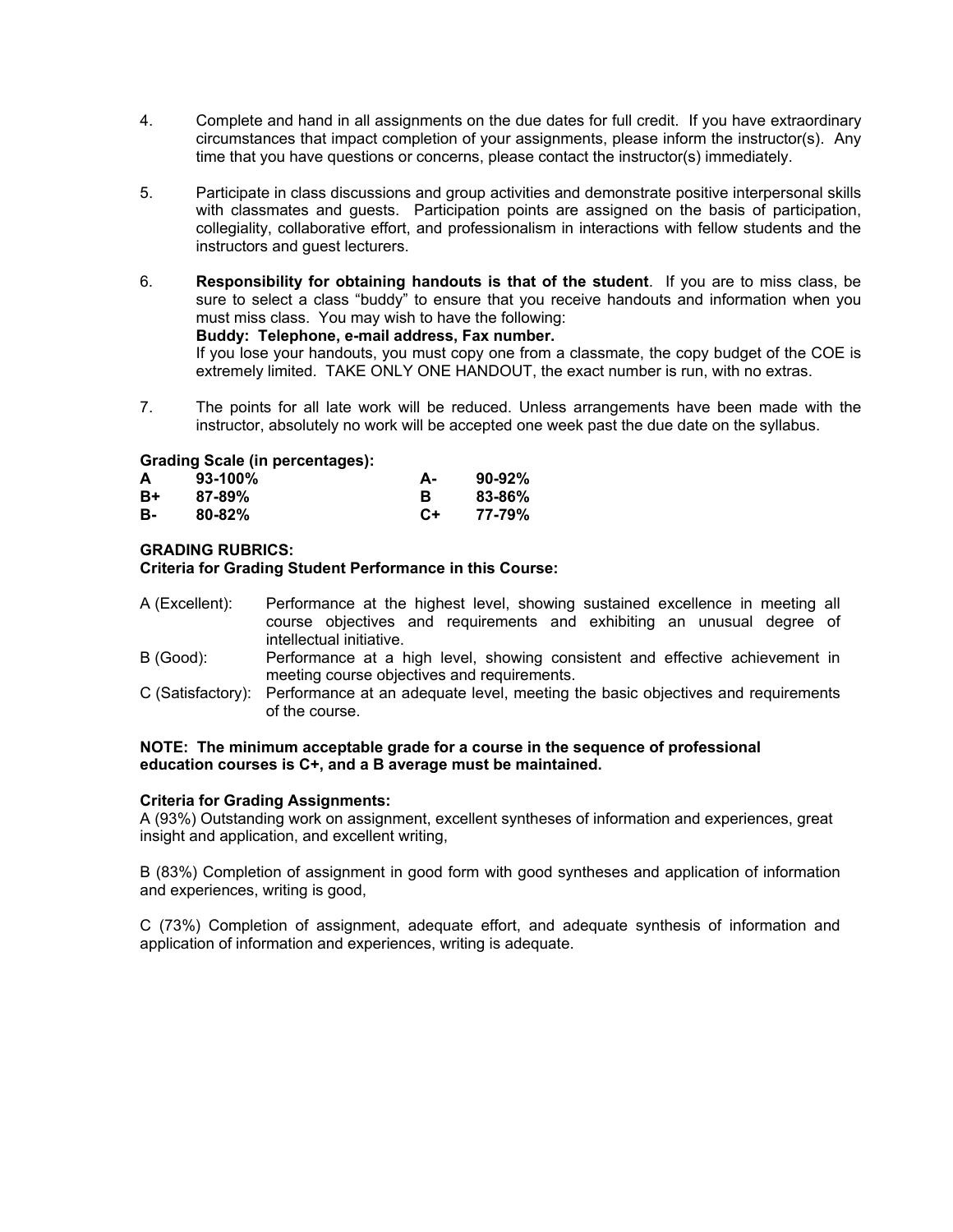4. Complete and hand in all assignments on the due dates for full credit. If you have extraordinary circumstances that impact completion of your assignments, please inform the instructor(s). Any time that you have questions or concerns, please contact the instructor(s) immediately.

5. Participate in class discussions and group activities and demonstrate positive interpersonal skills with classmates and guests. Participation points are assigned on the basis of participation, collegiality, collaborative effort, and professionalism in interactions with fellow students and the instructors and guest lecturers.

6. **Responsibility for obtaining handouts is that of the student**. If you are to miss class, be sure to select a class "buddy" to ensure that you receive handouts and information when you must miss class. You may wish to have the following:
   **Buddy: Telephone, e-mail address, Fax number.**
   If you lose your handouts, you must copy one from a classmate, the copy budget of the COE is extremely limited. TAKE ONLY ONE HANDOUT, the exact number is run, with no extras.

7. The points for all late work will be reduced. Unless arrangements have been made with the instructor, absolutely no work will be accepted one week past the due date on the syllabus.

**Grading Scale (in percentages):**

| | | | |
|---|---|---|---|
| **A** | **93-100%** | **A-** | **90-92%** |
| **B+** | **87-89%** | **B** | **83-86%** |
| **B-** | **80-82%** | **C+** | **77-79%** |

**GRADING RUBRICS:**
**Criteria for Grading Student Performance in this Course:**

A (Excellent): Performance at the highest level, showing sustained excellence in meeting all course objectives and requirements and exhibiting an unusual degree of intellectual initiative.

B (Good): Performance at a high level, showing consistent and effective achievement in meeting course objectives and requirements.

C (Satisfactory): Performance at an adequate level, meeting the basic objectives and requirements of the course.

**NOTE: The minimum acceptable grade for a course in the sequence of professional education courses is C+, and a B average must be maintained.**

**Criteria for Grading Assignments:**
A (93%) Outstanding work on assignment, excellent syntheses of information and experiences, great insight and application, and excellent writing,

B (83%) Completion of assignment in good form with good syntheses and application of information and experiences, writing is good,

C (73%) Completion of assignment, adequate effort, and adequate synthesis of information and application of information and experiences, writing is adequate.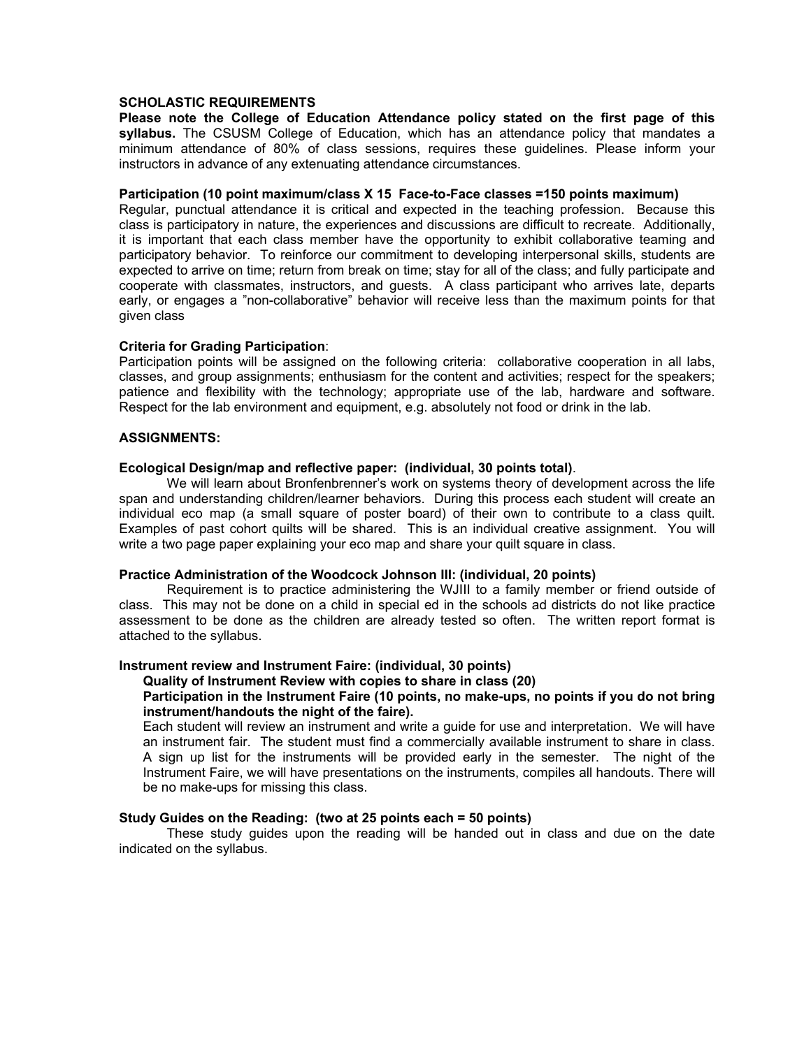**SCHOLASTIC REQUIREMENTS**

**Please note the College of Education Attendance policy stated on the first page of this syllabus.** The CSUSM College of Education, which has an attendance policy that mandates a minimum attendance of 80% of class sessions, requires these guidelines. Please inform your instructors in advance of any extenuating attendance circumstances.

**Participation (10 point maximum/class X 15 Face-to-Face classes =150 points maximum)**

Regular, punctual attendance it is critical and expected in the teaching profession. Because this class is participatory in nature, the experiences and discussions are difficult to recreate. Additionally, it is important that each class member have the opportunity to exhibit collaborative teaming and participatory behavior. To reinforce our commitment to developing interpersonal skills, students are expected to arrive on time; return from break on time; stay for all of the class; and fully participate and cooperate with classmates, instructors, and guests. A class participant who arrives late, departs early, or engages a "non-collaborative" behavior will receive less than the maximum points for that given class

**Criteria for Grading Participation**:

Participation points will be assigned on the following criteria: collaborative cooperation in all labs, classes, and group assignments; enthusiasm for the content and activities; respect for the speakers; patience and flexibility with the technology; appropriate use of the lab, hardware and software. Respect for the lab environment and equipment, e.g. absolutely not food or drink in the lab.

**ASSIGNMENTS:**

**Ecological Design/map and reflective paper: (individual, 30 points total)**.

We will learn about Bronfenbrenner's work on systems theory of development across the life span and understanding children/learner behaviors. During this process each student will create an individual eco map (a small square of poster board) of their own to contribute to a class quilt. Examples of past cohort quilts will be shared. This is an individual creative assignment. You will write a two page paper explaining your eco map and share your quilt square in class.

**Practice Administration of the Woodcock Johnson III: (individual, 20 points)**

Requirement is to practice administering the WJIII to a family member or friend outside of class. This may not be done on a child in special ed in the schools ad districts do not like practice assessment to be done as the children are already tested so often. The written report format is attached to the syllabus.

**Instrument review and Instrument Faire: (individual, 30 points)**

**Quality of Instrument Review with copies to share in class (20)**

**Participation in the Instrument Faire (10 points, no make-ups, no points if you do not bring instrument/handouts the night of the faire).**

Each student will review an instrument and write a guide for use and interpretation. We will have an instrument fair. The student must find a commercially available instrument to share in class. A sign up list for the instruments will be provided early in the semester. The night of the Instrument Faire, we will have presentations on the instruments, compiles all handouts. There will be no make-ups for missing this class.

**Study Guides on the Reading: (two at 25 points each = 50 points)**

These study guides upon the reading will be handed out in class and due on the date indicated on the syllabus.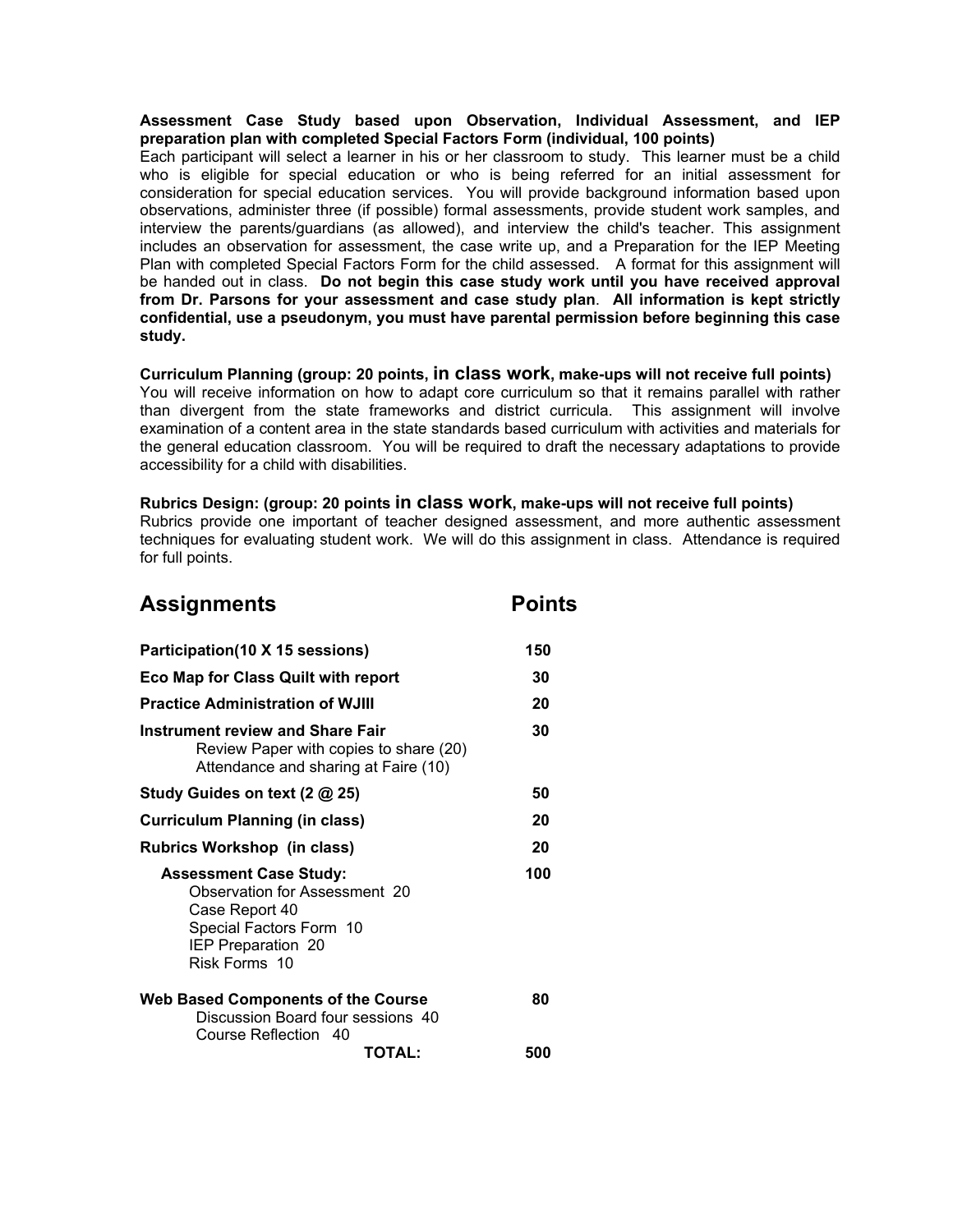**Assessment Case Study based upon Observation, Individual Assessment, and IEP preparation plan with completed Special Factors Form (individual, 100 points)**

Each participant will select a learner in his or her classroom to study. This learner must be a child who is eligible for special education or who is being referred for an initial assessment for consideration for special education services. You will provide background information based upon observations, administer three (if possible) formal assessments, provide student work samples, and interview the parents/guardians (as allowed), and interview the child's teacher. This assignment includes an observation for assessment, the case write up, and a Preparation for the IEP Meeting Plan with completed Special Factors Form for the child assessed. A format for this assignment will be handed out in class. **Do not begin this case study work until you have received approval from Dr. Parsons for your assessment and case study plan**. **All information is kept strictly confidential, use a pseudonym, you must have parental permission before beginning this case study.**

**Curriculum Planning (group: 20 points, in class work, make-ups will not receive full points)**

You will receive information on how to adapt core curriculum so that it remains parallel with rather than divergent from the state frameworks and district curricula. This assignment will involve examination of a content area in the state standards based curriculum with activities and materials for the general education classroom. You will be required to draft the necessary adaptations to provide accessibility for a child with disabilities.

**Rubrics Design: (group: 20 points in class work, make-ups will not receive full points)**

Rubrics provide one important of teacher designed assessment, and more authentic assessment techniques for evaluating student work. We will do this assignment in class. Attendance is required for full points.

| Assignments | Points |
|---|---|
| **Participation(10 X 15 sessions)** | **150** |
| **Eco Map for Class Quilt with report** | **30** |
| **Practice Administration of WJIII** | **20** |
| **Instrument review and Share Fair**<br>Review Paper with copies to share (20)<br>Attendance and sharing at Faire (10) | **30** |
| **Study Guides on text (2 @ 25)** | **50** |
| **Curriculum Planning (in class)** | **20** |
| **Rubrics Workshop (in class)** | **20** |
| **Assessment Case Study:**<br>Observation for Assessment 20<br>Case Report 40<br>Special Factors Form 10<br>IEP Preparation 20<br>Risk Forms 10 | **100** |
| **Web Based Components of the Course**<br>Discussion Board four sessions 40<br>Course Reflection 40 | **80** |
| **TOTAL:** | **500** |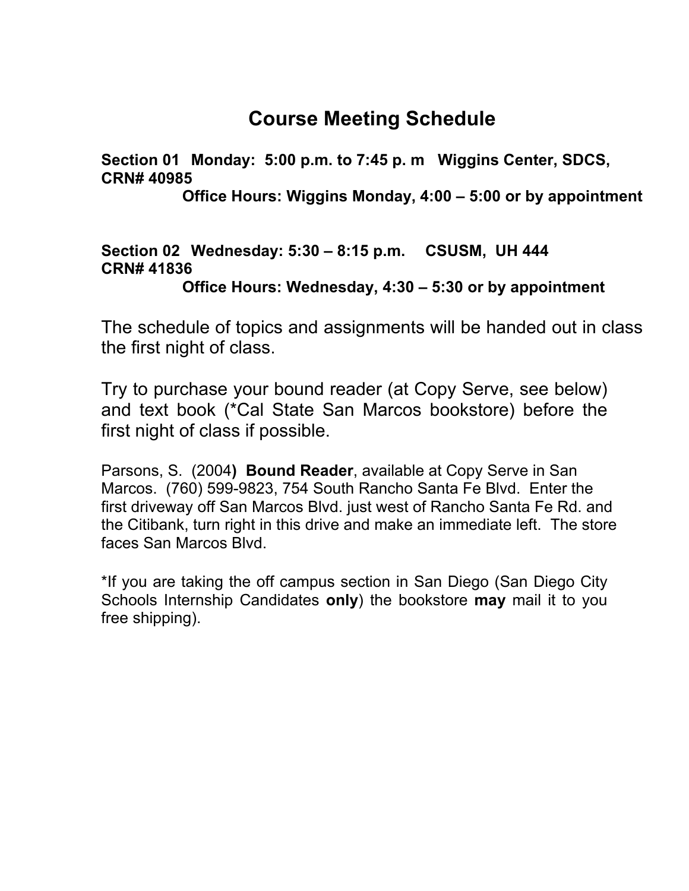# Course Meeting Schedule

**Section 01 Monday: 5:00 p.m. to 7:45 p. m Wiggins Center, SDCS, CRN# 40985**
**Office Hours: Wiggins Monday, 4:00 – 5:00 or by appointment**

**Section 02 Wednesday: 5:30 – 8:15 p.m. CSUSM, UH 444 CRN# 41836**
**Office Hours: Wednesday, 4:30 – 5:30 or by appointment**

The schedule of topics and assignments will be handed out in class the first night of class.

Try to purchase your bound reader (at Copy Serve, see below) and text book (*Cal State San Marcos bookstore) before the first night of class if possible.

Parsons, S. (2004**) Bound Reader**, available at Copy Serve in San Marcos. (760) 599-9823, 754 South Rancho Santa Fe Blvd. Enter the first driveway off San Marcos Blvd. just west of Rancho Santa Fe Rd. and the Citibank, turn right in this drive and make an immediate left. The store faces San Marcos Blvd.

*If you are taking the off campus section in San Diego (San Diego City Schools Internship Candidates **only**) the bookstore **may** mail it to you free shipping).